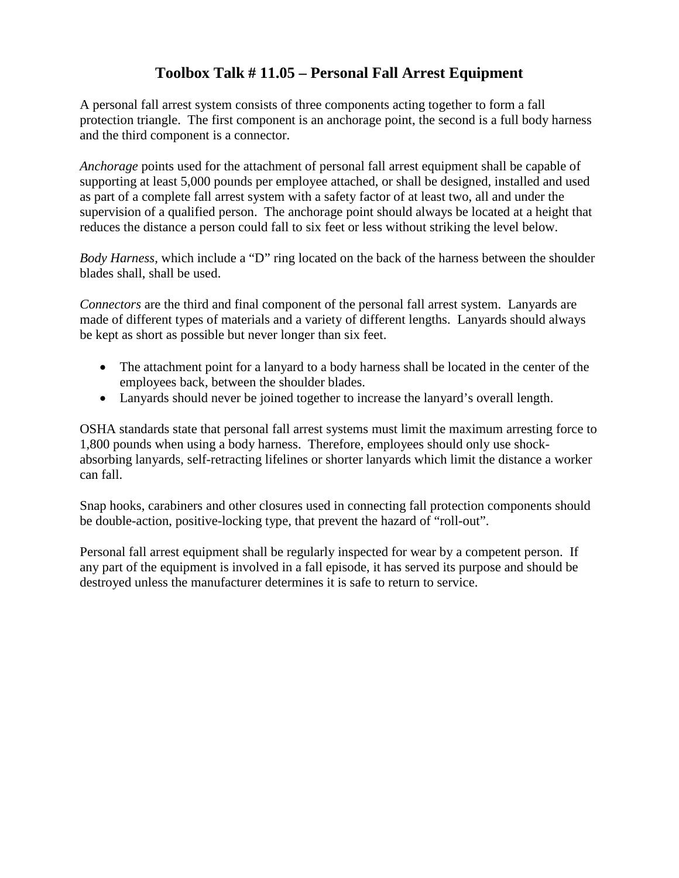# Toolbox Talk # 11.05 – Personal Fall Arrest Equipment

A personal fall arrest system consists of three components acting together to form a fall protection triangle. The first component is an anchorage point, the second is a full body harness and the third component is a connector.

*Anchorage* points used for the attachment of personal fall arrest equipment shall be capable of supporting at least 5,000 pounds per employee attached, or shall be designed, installed and used as part of a complete fall arrest system with a safety factor of at least two, all and under the supervision of a qualified person. The anchorage point should always be located at a height that reduces the distance a person could fall to six feet or less without striking the level below.

*Body Harness*, which include a "D" ring located on the back of the harness between the shoulder blades shall, shall be used.

*Connectors* are the third and final component of the personal fall arrest system. Lanyards are made of different types of materials and a variety of different lengths. Lanyards should always be kept as short as possible but never longer than six feet.

- The attachment point for a lanyard to a body harness shall be located in the center of the employees back, between the shoulder blades.
- Lanyards should never be joined together to increase the lanyard's overall length.

OSHA standards state that personal fall arrest systems must limit the maximum arresting force to 1,800 pounds when using a body harness. Therefore, employees should only use shock-absorbing lanyards, self-retracting lifelines or shorter lanyards which limit the distance a worker can fall.

Snap hooks, carabiners and other closures used in connecting fall protection components should be double-action, positive-locking type, that prevent the hazard of "roll-out".

Personal fall arrest equipment shall be regularly inspected for wear by a competent person. If any part of the equipment is involved in a fall episode, it has served its purpose and should be destroyed unless the manufacturer determines it is safe to return to service.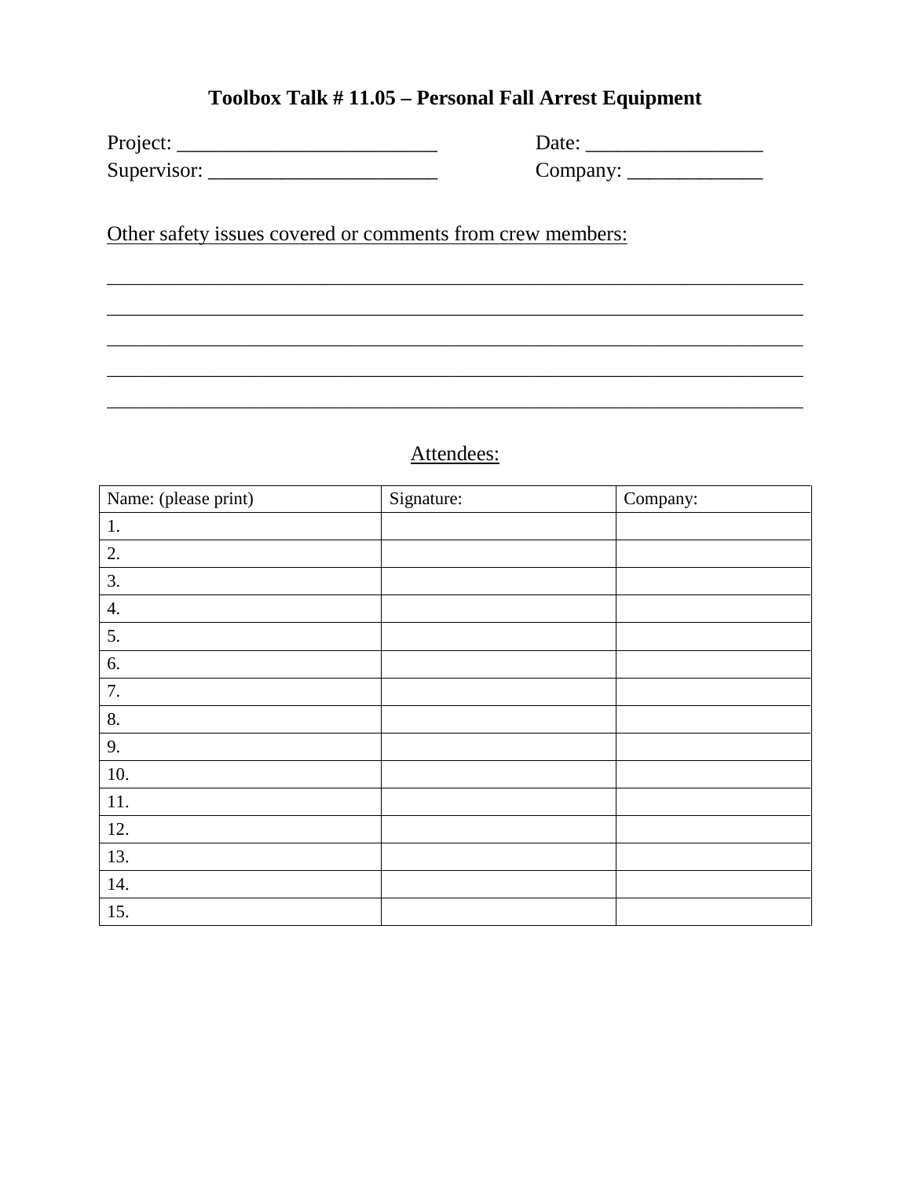# Toolbox Talk # 11.05 – Personal Fall Arrest Equipment

Project: _________________________ Date: _________________

Supervisor: ______________________ Company: _____________

Other safety issues covered or comments from crew members:

___________________________________________________________________________

___________________________________________________________________________

___________________________________________________________________________

___________________________________________________________________________

___________________________________________________________________________

## Attendees:

| Name: (please print) | Signature: | Company: |
|---|---|---|
| 1. | | |
| 2. | | |
| 3. | | |
| 4. | | |
| 5. | | |
| 6. | | |
| 7. | | |
| 8. | | |
| 9. | | |
| 10. | | |
| 11. | | |
| 12. | | |
| 13. | | |
| 14. | | |
| 15. | | |